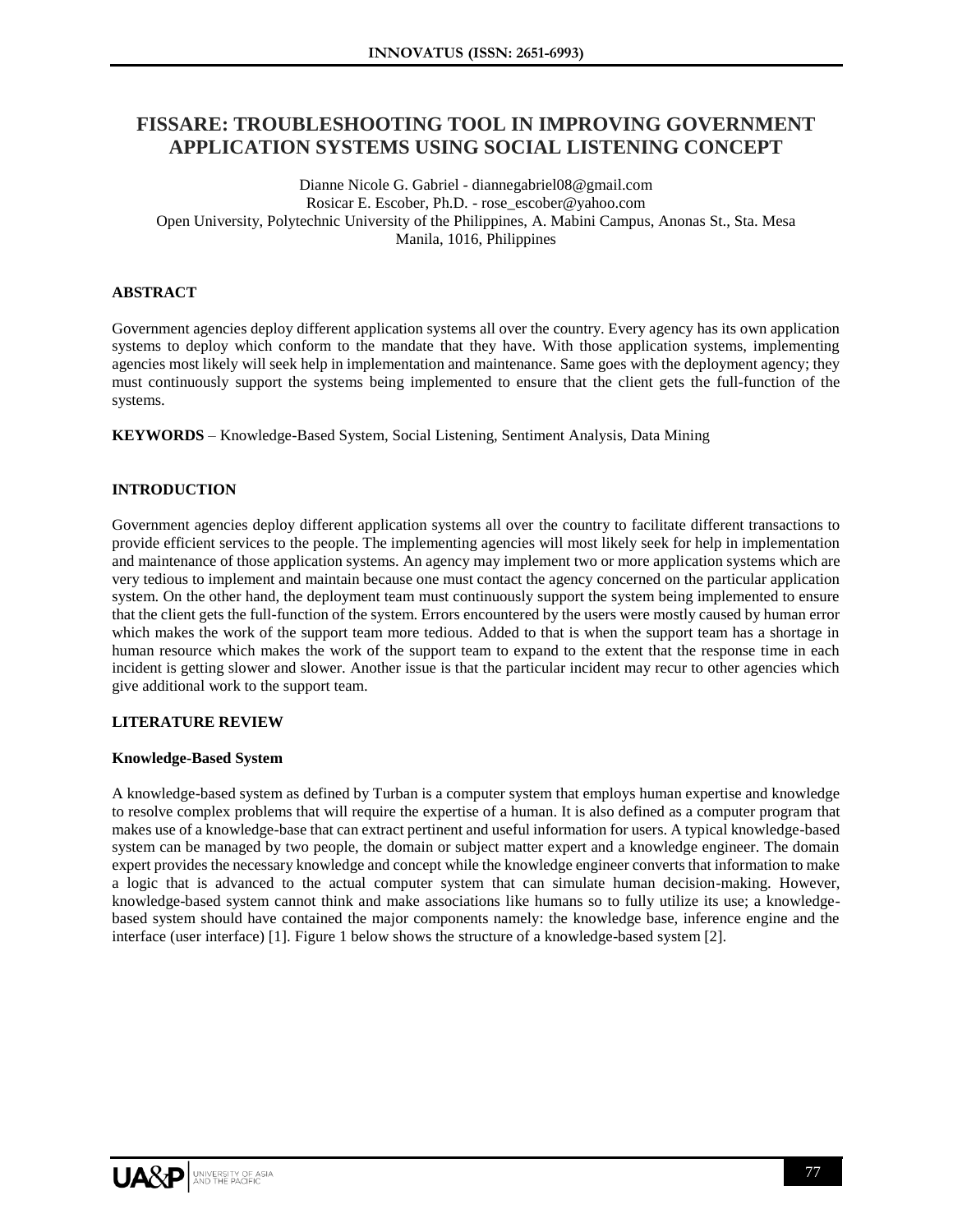# FISSARE: TROUBLESHOOTING TOOL IN IMPROVING GOVERNMENT APPLICATION SYSTEMS USING SOCIAL LISTENING CONCEPT

Dianne Nicole G. Gabriel - diannegabriel08@gmail.com
Rosicar E. Escober, Ph.D. - rose_escober@yahoo.com
Open University, Polytechnic University of the Philippines, A. Mabini Campus, Anonas St., Sta. Mesa Manila, 1016, Philippines

## ABSTRACT

Government agencies deploy different application systems all over the country. Every agency has its own application systems to deploy which conform to the mandate that they have. With those application systems, implementing agencies most likely will seek help in implementation and maintenance. Same goes with the deployment agency; they must continuously support the systems being implemented to ensure that the client gets the full-function of the systems.

**KEYWORDS** – Knowledge-Based System, Social Listening, Sentiment Analysis, Data Mining

## INTRODUCTION

Government agencies deploy different application systems all over the country to facilitate different transactions to provide efficient services to the people. The implementing agencies will most likely seek for help in implementation and maintenance of those application systems. An agency may implement two or more application systems which are very tedious to implement and maintain because one must contact the agency concerned on the particular application system. On the other hand, the deployment team must continuously support the system being implemented to ensure that the client gets the full-function of the system. Errors encountered by the users were mostly caused by human error which makes the work of the support team more tedious. Added to that is when the support team has a shortage in human resource which makes the work of the support team to expand to the extent that the response time in each incident is getting slower and slower. Another issue is that the particular incident may recur to other agencies which give additional work to the support team.

## LITERATURE REVIEW

### Knowledge-Based System

A knowledge-based system as defined by Turban is a computer system that employs human expertise and knowledge to resolve complex problems that will require the expertise of a human. It is also defined as a computer program that makes use of a knowledge-base that can extract pertinent and useful information for users. A typical knowledge-based system can be managed by two people, the domain or subject matter expert and a knowledge engineer. The domain expert provides the necessary knowledge and concept while the knowledge engineer converts that information to make a logic that is advanced to the actual computer system that can simulate human decision-making. However, knowledge-based system cannot think and make associations like humans so to fully utilize its use; a knowledge-based system should have contained the major components namely: the knowledge base, inference engine and the interface (user interface) [1]. Figure 1 below shows the structure of a knowledge-based system [2].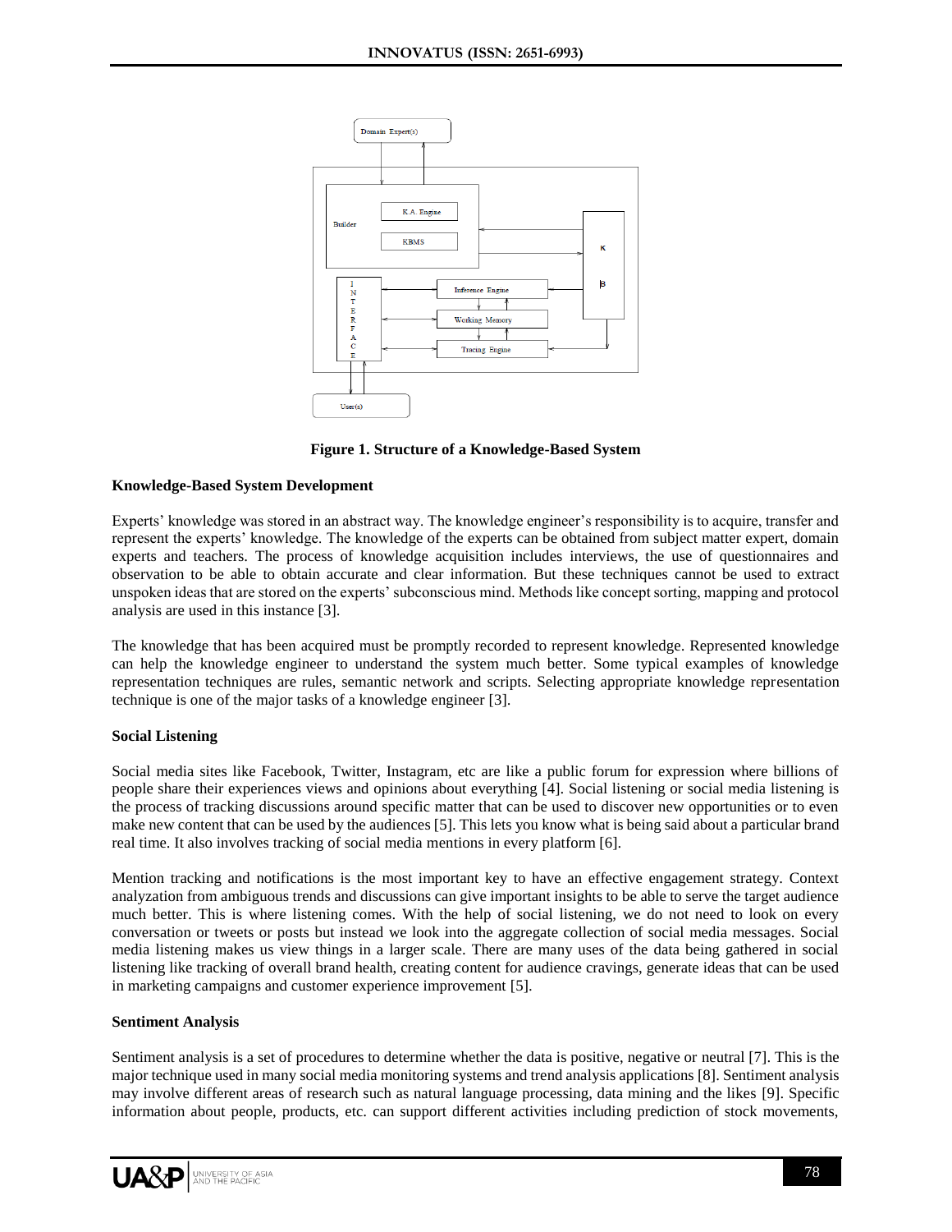Figure 1. Structure of a Knowledge-Based System

**Knowledge-Based System Development**

Experts' knowledge was stored in an abstract way. The knowledge engineer's responsibility is to acquire, transfer and represent the experts' knowledge. The knowledge of the experts can be obtained from subject matter expert, domain experts and teachers. The process of knowledge acquisition includes interviews, the use of questionnaires and observation to be able to obtain accurate and clear information. But these techniques cannot be used to extract unspoken ideas that are stored on the experts' subconscious mind. Methods like concept sorting, mapping and protocol analysis are used in this instance [3].

The knowledge that has been acquired must be promptly recorded to represent knowledge. Represented knowledge can help the knowledge engineer to understand the system much better. Some typical examples of knowledge representation techniques are rules, semantic network and scripts. Selecting appropriate knowledge representation technique is one of the major tasks of a knowledge engineer [3].

**Social Listening**

Social media sites like Facebook, Twitter, Instagram, etc are like a public forum for expression where billions of people share their experiences views and opinions about everything [4]. Social listening or social media listening is the process of tracking discussions around specific matter that can be used to discover new opportunities or to even make new content that can be used by the audiences [5]. This lets you know what is being said about a particular brand real time. It also involves tracking of social media mentions in every platform [6].

Mention tracking and notifications is the most important key to have an effective engagement strategy. Context analyzation from ambiguous trends and discussions can give important insights to be able to serve the target audience much better. This is where listening comes. With the help of social listening, we do not need to look on every conversation or tweets or posts but instead we look into the aggregate collection of social media messages. Social media listening makes us view things in a larger scale. There are many uses of the data being gathered in social listening like tracking of overall brand health, creating content for audience cravings, generate ideas that can be used in marketing campaigns and customer experience improvement [5].

**Sentiment Analysis**

Sentiment analysis is a set of procedures to determine whether the data is positive, negative or neutral [7]. This is the major technique used in many social media monitoring systems and trend analysis applications [8]. Sentiment analysis may involve different areas of research such as natural language processing, data mining and the likes [9]. Specific information about people, products, etc. can support different activities including prediction of stock movements,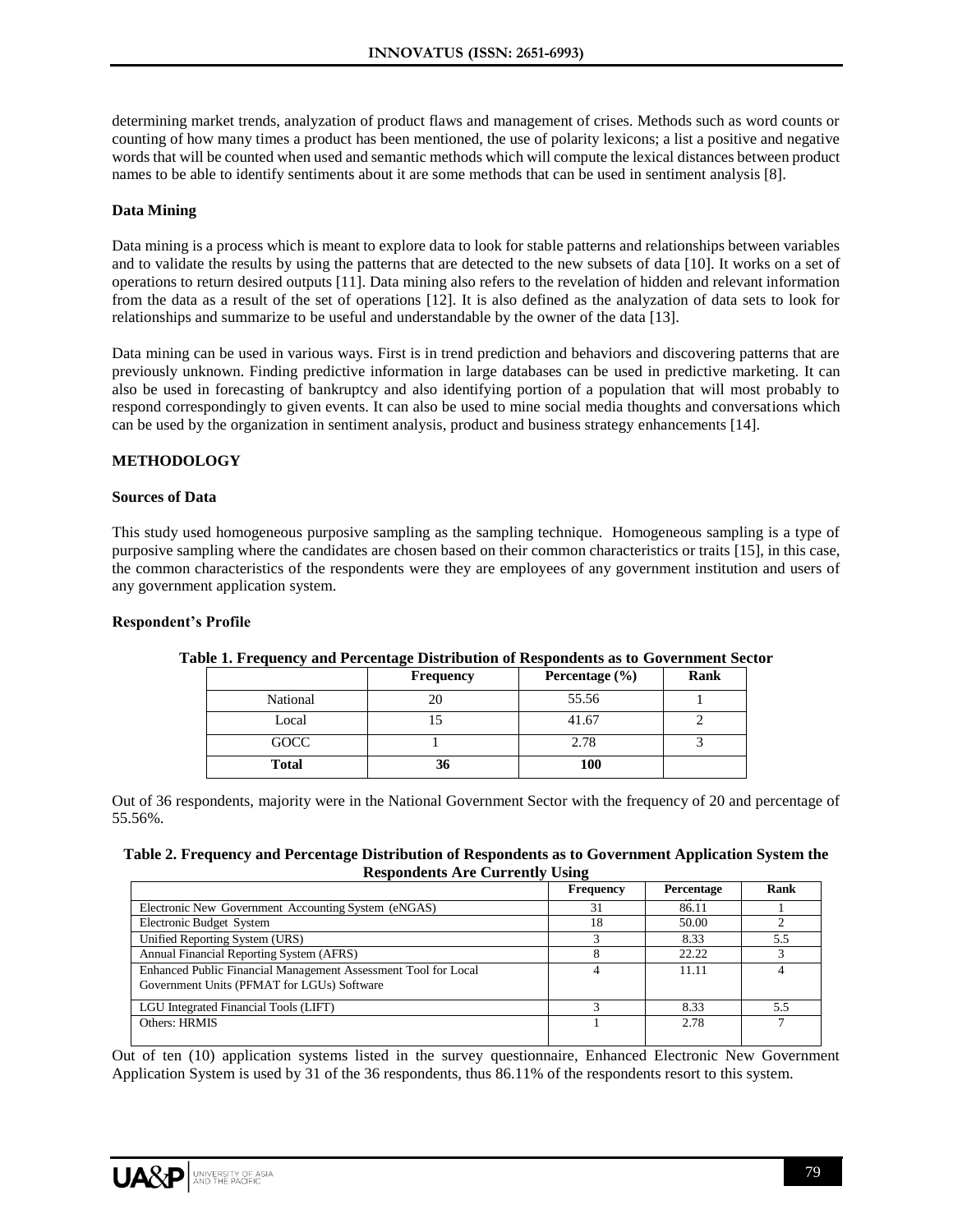determining market trends, analyzation of product flaws and management of crises. Methods such as word counts or counting of how many times a product has been mentioned, the use of polarity lexicons; a list a positive and negative words that will be counted when used and semantic methods which will compute the lexical distances between product names to be able to identify sentiments about it are some methods that can be used in sentiment analysis [8].

**Data Mining**

Data mining is a process which is meant to explore data to look for stable patterns and relationships between variables and to validate the results by using the patterns that are detected to the new subsets of data [10]. It works on a set of operations to return desired outputs [11]. Data mining also refers to the revelation of hidden and relevant information from the data as a result of the set of operations [12]. It is also defined as the analyzation of data sets to look for relationships and summarize to be useful and understandable by the owner of the data [13].

Data mining can be used in various ways. First is in trend prediction and behaviors and discovering patterns that are previously unknown. Finding predictive information in large databases can be used in predictive marketing. It can also be used in forecasting of bankruptcy and also identifying portion of a population that will most probably to respond correspondingly to given events. It can also be used to mine social media thoughts and conversations which can be used by the organization in sentiment analysis, product and business strategy enhancements [14].

## METHODOLOGY

**Sources of Data**

This study used homogeneous purposive sampling as the sampling technique. Homogeneous sampling is a type of purposive sampling where the candidates are chosen based on their common characteristics or traits [15], in this case, the common characteristics of the respondents were they are employees of any government institution and users of any government application system.

**Respondent's Profile**

**Table 1. Frequency and Percentage Distribution of Respondents as to Government Sector**

| | Frequency | Percentage (%) | Rank |
|---|---|---|---|
| National | 20 | 55.56 | 1 |
| Local | 15 | 41.67 | 2 |
| GOCC | 1 | 2.78 | 3 |
| **Total** | **36** | **100** | |

Out of 36 respondents, majority were in the National Government Sector with the frequency of 20 and percentage of 55.56%.

**Table 2. Frequency and Percentage Distribution of Respondents as to Government Application System the Respondents Are Currently Using**

| | Frequency | Percentage | Rank |
|---|---|---|---|
| Electronic New Government Accounting System (eNGAS) | 31 | 86.11 | 1 |
| Electronic Budget System | 18 | 50.00 | 2 |
| Unified Reporting System (URS) | 3 | 8.33 | 5.5 |
| Annual Financial Reporting System (AFRS) | 8 | 22.22 | 3 |
| Enhanced Public Financial Management Assessment Tool for Local Government Units (PFMAT for LGUs) Software | 4 | 11.11 | 4 |
| LGU Integrated Financial Tools (LIFT) | 3 | 8.33 | 5.5 |
| Others: HRMIS | 1 | 2.78 | 7 |

Out of ten (10) application systems listed in the survey questionnaire, Enhanced Electronic New Government Application System is used by 31 of the 36 respondents, thus 86.11% of the respondents resort to this system.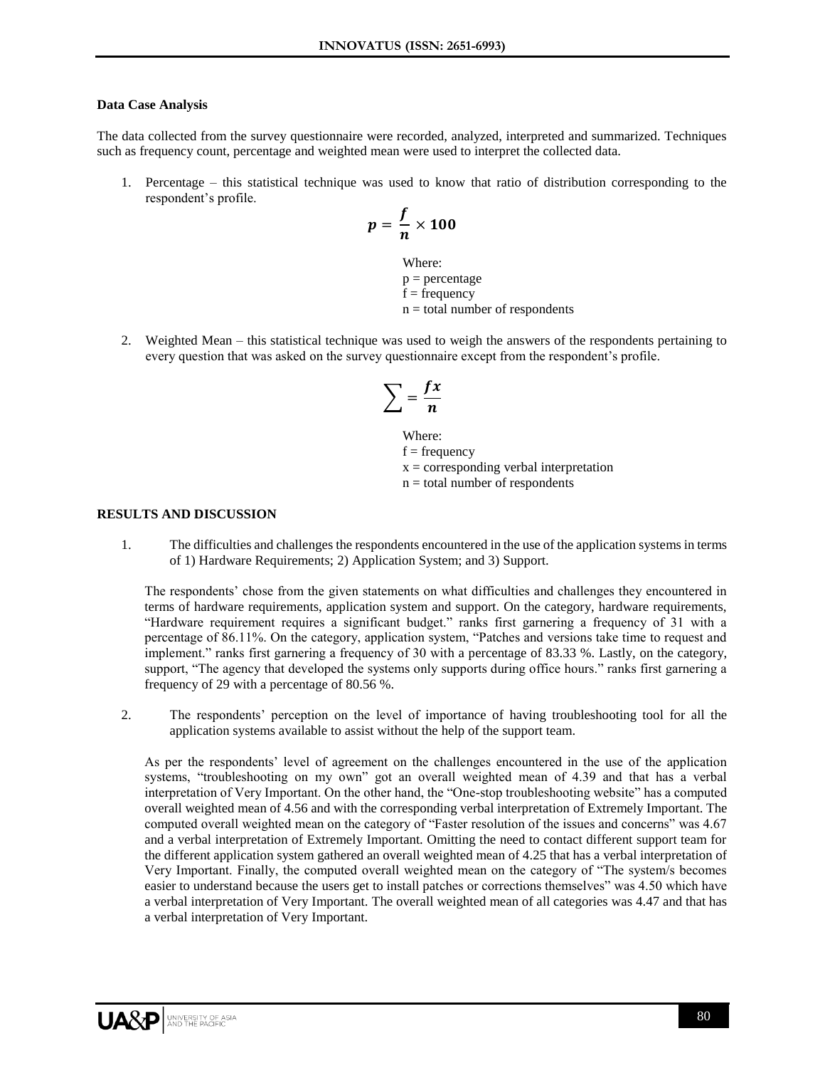**Data Case Analysis**

The data collected from the survey questionnaire were recorded, analyzed, interpreted and summarized. Techniques such as frequency count, percentage and weighted mean were used to interpret the collected data.

1. Percentage – this statistical technique was used to know that ratio of distribution corresponding to the respondent's profile.

$$p = \frac{f}{n} \times 100$$

Where:
p = percentage
f = frequency
n = total number of respondents

2. Weighted Mean – this statistical technique was used to weigh the answers of the respondents pertaining to every question that was asked on the survey questionnaire except from the respondent's profile.

$$\sum = \frac{fx}{n}$$

Where:
f = frequency
x = corresponding verbal interpretation
n = total number of respondents

**RESULTS AND DISCUSSION**

1. The difficulties and challenges the respondents encountered in the use of the application systems in terms of 1) Hardware Requirements; 2) Application System; and 3) Support.

The respondents' chose from the given statements on what difficulties and challenges they encountered in terms of hardware requirements, application system and support. On the category, hardware requirements, "Hardware requirement requires a significant budget." ranks first garnering a frequency of 31 with a percentage of 86.11%. On the category, application system, "Patches and versions take time to request and implement." ranks first garnering a frequency of 30 with a percentage of 83.33 %. Lastly, on the category, support, "The agency that developed the systems only supports during office hours." ranks first garnering a frequency of 29 with a percentage of 80.56 %.

2. The respondents' perception on the level of importance of having troubleshooting tool for all the application systems available to assist without the help of the support team.

As per the respondents' level of agreement on the challenges encountered in the use of the application systems, "troubleshooting on my own" got an overall weighted mean of 4.39 and that has a verbal interpretation of Very Important. On the other hand, the "One-stop troubleshooting website" has a computed overall weighted mean of 4.56 and with the corresponding verbal interpretation of Extremely Important. The computed overall weighted mean on the category of "Faster resolution of the issues and concerns" was 4.67 and a verbal interpretation of Extremely Important. Omitting the need to contact different support team for the different application system gathered an overall weighted mean of 4.25 that has a verbal interpretation of Very Important. Finally, the computed overall weighted mean on the category of "The system/s becomes easier to understand because the users get to install patches or corrections themselves" was 4.50 which have a verbal interpretation of Very Important. The overall weighted mean of all categories was 4.47 and that has a verbal interpretation of Very Important.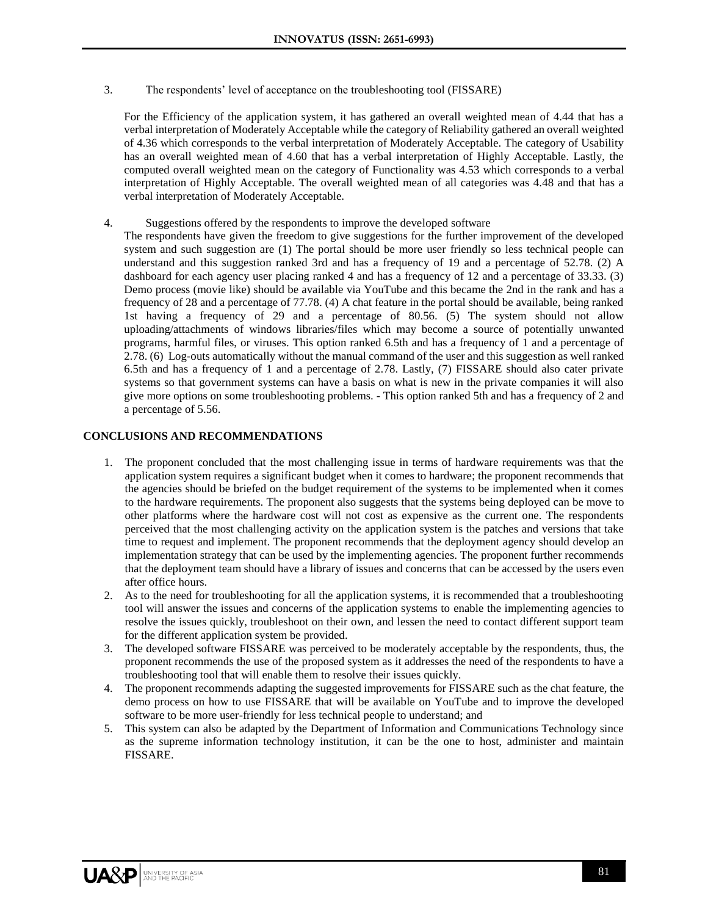3. The respondents' level of acceptance on the troubleshooting tool (FISSARE)

For the Efficiency of the application system, it has gathered an overall weighted mean of 4.44 that has a verbal interpretation of Moderately Acceptable while the category of Reliability gathered an overall weighted of 4.36 which corresponds to the verbal interpretation of Moderately Acceptable. The category of Usability has an overall weighted mean of 4.60 that has a verbal interpretation of Highly Acceptable. Lastly, the computed overall weighted mean on the category of Functionality was 4.53 which corresponds to a verbal interpretation of Highly Acceptable. The overall weighted mean of all categories was 4.48 and that has a verbal interpretation of Moderately Acceptable.

4. Suggestions offered by the respondents to improve the developed software

The respondents have given the freedom to give suggestions for the further improvement of the developed system and such suggestion are (1) The portal should be more user friendly so less technical people can understand and this suggestion ranked 3rd and has a frequency of 19 and a percentage of 52.78. (2) A dashboard for each agency user placing ranked 4 and has a frequency of 12 and a percentage of 33.33. (3) Demo process (movie like) should be available via YouTube and this became the 2nd in the rank and has a frequency of 28 and a percentage of 77.78. (4) A chat feature in the portal should be available, being ranked 1st having a frequency of 29 and a percentage of 80.56. (5) The system should not allow uploading/attachments of windows libraries/files which may become a source of potentially unwanted programs, harmful files, or viruses. This option ranked 6.5th and has a frequency of 1 and a percentage of 2.78. (6) Log-outs automatically without the manual command of the user and this suggestion as well ranked 6.5th and has a frequency of 1 and a percentage of 2.78. Lastly, (7) FISSARE should also cater private systems so that government systems can have a basis on what is new in the private companies it will also give more options on some troubleshooting problems. - This option ranked 5th and has a frequency of 2 and a percentage of 5.56.

## CONCLUSIONS AND RECOMMENDATIONS

1. The proponent concluded that the most challenging issue in terms of hardware requirements was that the application system requires a significant budget when it comes to hardware; the proponent recommends that the agencies should be briefed on the budget requirement of the systems to be implemented when it comes to the hardware requirements. The proponent also suggests that the systems being deployed can be move to other platforms where the hardware cost will not cost as expensive as the current one. The respondents perceived that the most challenging activity on the application system is the patches and versions that take time to request and implement. The proponent recommends that the deployment agency should develop an implementation strategy that can be used by the implementing agencies. The proponent further recommends that the deployment team should have a library of issues and concerns that can be accessed by the users even after office hours.
2. As to the need for troubleshooting for all the application systems, it is recommended that a troubleshooting tool will answer the issues and concerns of the application systems to enable the implementing agencies to resolve the issues quickly, troubleshoot on their own, and lessen the need to contact different support team for the different application system be provided.
3. The developed software FISSARE was perceived to be moderately acceptable by the respondents, thus, the proponent recommends the use of the proposed system as it addresses the need of the respondents to have a troubleshooting tool that will enable them to resolve their issues quickly.
4. The proponent recommends adapting the suggested improvements for FISSARE such as the chat feature, the demo process on how to use FISSARE that will be available on YouTube and to improve the developed software to be more user-friendly for less technical people to understand; and
5. This system can also be adapted by the Department of Information and Communications Technology since as the supreme information technology institution, it can be the one to host, administer and maintain FISSARE.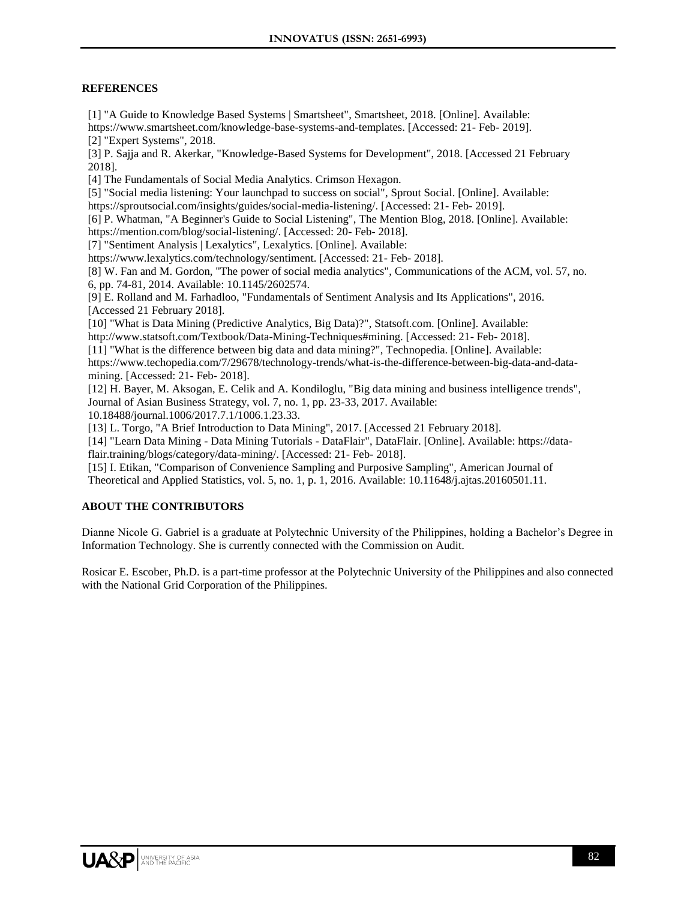## REFERENCES

[1] "A Guide to Knowledge Based Systems | Smartsheet", Smartsheet, 2018. [Online]. Available: https://www.smartsheet.com/knowledge-base-systems-and-templates. [Accessed: 21- Feb- 2019].

[2] "Expert Systems", 2018.

[3] P. Sajja and R. Akerkar, "Knowledge-Based Systems for Development", 2018. [Accessed 21 February 2018].

[4] The Fundamentals of Social Media Analytics. Crimson Hexagon.

[5] "Social media listening: Your launchpad to success on social", Sprout Social. [Online]. Available: https://sproutsocial.com/insights/guides/social-media-listening/. [Accessed: 21- Feb- 2019].

[6] P. Whatman, "A Beginner's Guide to Social Listening", The Mention Blog, 2018. [Online]. Available: https://mention.com/blog/social-listening/. [Accessed: 20- Feb- 2018].

[7] "Sentiment Analysis | Lexalytics", Lexalytics. [Online]. Available: https://www.lexalytics.com/technology/sentiment. [Accessed: 21- Feb- 2018].

[8] W. Fan and M. Gordon, "The power of social media analytics", Communications of the ACM, vol. 57, no. 6, pp. 74-81, 2014. Available: 10.1145/2602574.

[9] E. Rolland and M. Farhadloo, "Fundamentals of Sentiment Analysis and Its Applications", 2016. [Accessed 21 February 2018].

[10] "What is Data Mining (Predictive Analytics, Big Data)?", Statsoft.com. [Online]. Available: http://www.statsoft.com/Textbook/Data-Mining-Techniques#mining. [Accessed: 21- Feb- 2018].

[11] "What is the difference between big data and data mining?", Technopedia. [Online]. Available: https://www.techopedia.com/7/29678/technology-trends/what-is-the-difference-between-big-data-and-data-mining. [Accessed: 21- Feb- 2018].

[12] H. Bayer, M. Aksogan, E. Celik and A. Kondiloglu, "Big data mining and business intelligence trends", Journal of Asian Business Strategy, vol. 7, no. 1, pp. 23-33, 2017. Available: 10.18488/journal.1006/2017.7.1/1006.1.23.33.

[13] L. Torgo, "A Brief Introduction to Data Mining", 2017. [Accessed 21 February 2018].

[14] "Learn Data Mining - Data Mining Tutorials - DataFlair", DataFlair. [Online]. Available: https://data-flair.training/blogs/category/data-mining/. [Accessed: 21- Feb- 2018].

[15] I. Etikan, "Comparison of Convenience Sampling and Purposive Sampling", American Journal of Theoretical and Applied Statistics, vol. 5, no. 1, p. 1, 2016. Available: 10.11648/j.ajtas.20160501.11.

## ABOUT THE CONTRIBUTORS

Dianne Nicole G. Gabriel is a graduate at Polytechnic University of the Philippines, holding a Bachelor's Degree in Information Technology. She is currently connected with the Commission on Audit.

Rosicar E. Escober, Ph.D. is a part-time professor at the Polytechnic University of the Philippines and also connected with the National Grid Corporation of the Philippines.